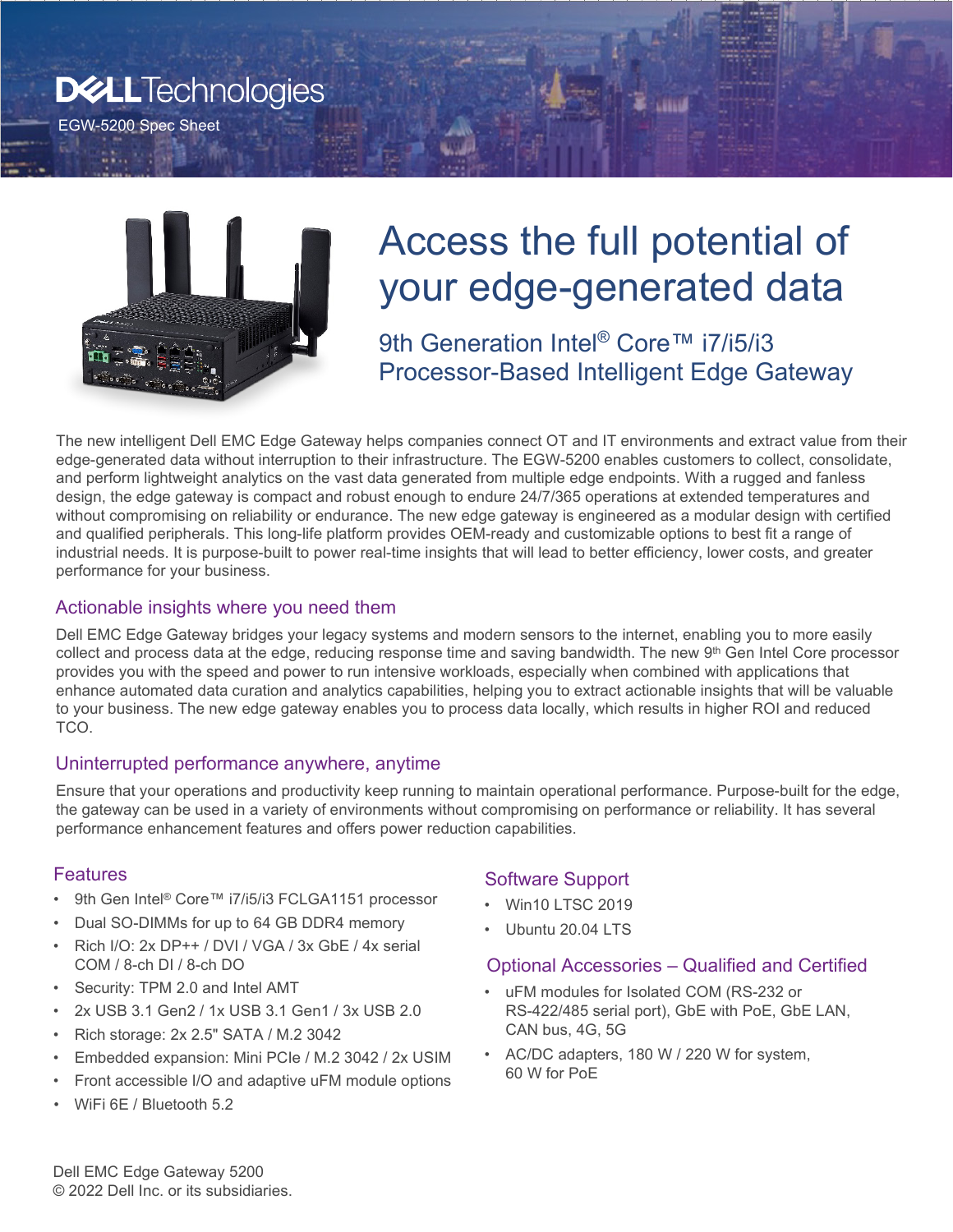Dell Technologies

EGW-5200 Spec Sheet

# Access the full potential of your edge-generated data

## 9th Generation Intel® Core™ i7/i5/i3 Processor-Based Intelligent Edge Gateway

The new intelligent Dell EMC Edge Gateway helps companies connect OT and IT environments and extract value from their edge-generated data without interruption to their infrastructure. The EGW-5200 enables customers to collect, consolidate, and perform lightweight analytics on the vast data generated from multiple edge endpoints. With a rugged and fanless design, the edge gateway is compact and robust enough to endure 24/7/365 operations at extended temperatures and without compromising on reliability or endurance. The new edge gateway is engineered as a modular design with certified and qualified peripherals. This long-life platform provides OEM-ready and customizable options to best fit a range of industrial needs. It is purpose-built to power real-time insights that will lead to better efficiency, lower costs, and greater performance for your business.

### Actionable insights where you need them

Dell EMC Edge Gateway bridges your legacy systems and modern sensors to the internet, enabling you to more easily collect and process data at the edge, reducing response time and saving bandwidth. The new 9th Gen Intel Core processor provides you with the speed and power to run intensive workloads, especially when combined with applications that enhance automated data curation and analytics capabilities, helping you to extract actionable insights that will be valuable to your business. The new edge gateway enables you to process data locally, which results in higher ROI and reduced TCO.

### Uninterrupted performance anywhere, anytime

Ensure that your operations and productivity keep running to maintain operational performance. Purpose-built for the edge, the gateway can be used in a variety of environments without compromising on performance or reliability. It has several performance enhancement features and offers power reduction capabilities.

### Features

- 9th Gen Intel® Core™ i7/i5/i3 FCLGA1151 processor
- Dual SO-DIMMs for up to 64 GB DDR4 memory
- Rich I/O: 2x DP++ / DVI / VGA / 3x GbE / 4x serial COM / 8-ch DI / 8-ch DO
- Security: TPM 2.0 and Intel AMT
- 2x USB 3.1 Gen2 / 1x USB 3.1 Gen1 / 3x USB 2.0
- Rich storage: 2x 2.5" SATA / M.2 3042
- Embedded expansion: Mini PCIe / M.2 3042 / 2x USIM
- Front accessible I/O and adaptive uFM module options
- WiFi 6E / Bluetooth 5.2

### Software Support

- Win10 LTSC 2019
- Ubuntu 20.04 LTS

### Optional Accessories – Qualified and Certified

- uFM modules for Isolated COM (RS-232 or RS-422/485 serial port), GbE with PoE, GbE LAN, CAN bus, 4G, 5G
- AC/DC adapters, 180 W / 220 W for system, 60 W for PoE

Dell EMC Edge Gateway 5200
© 2022 Dell Inc. or its subsidiaries.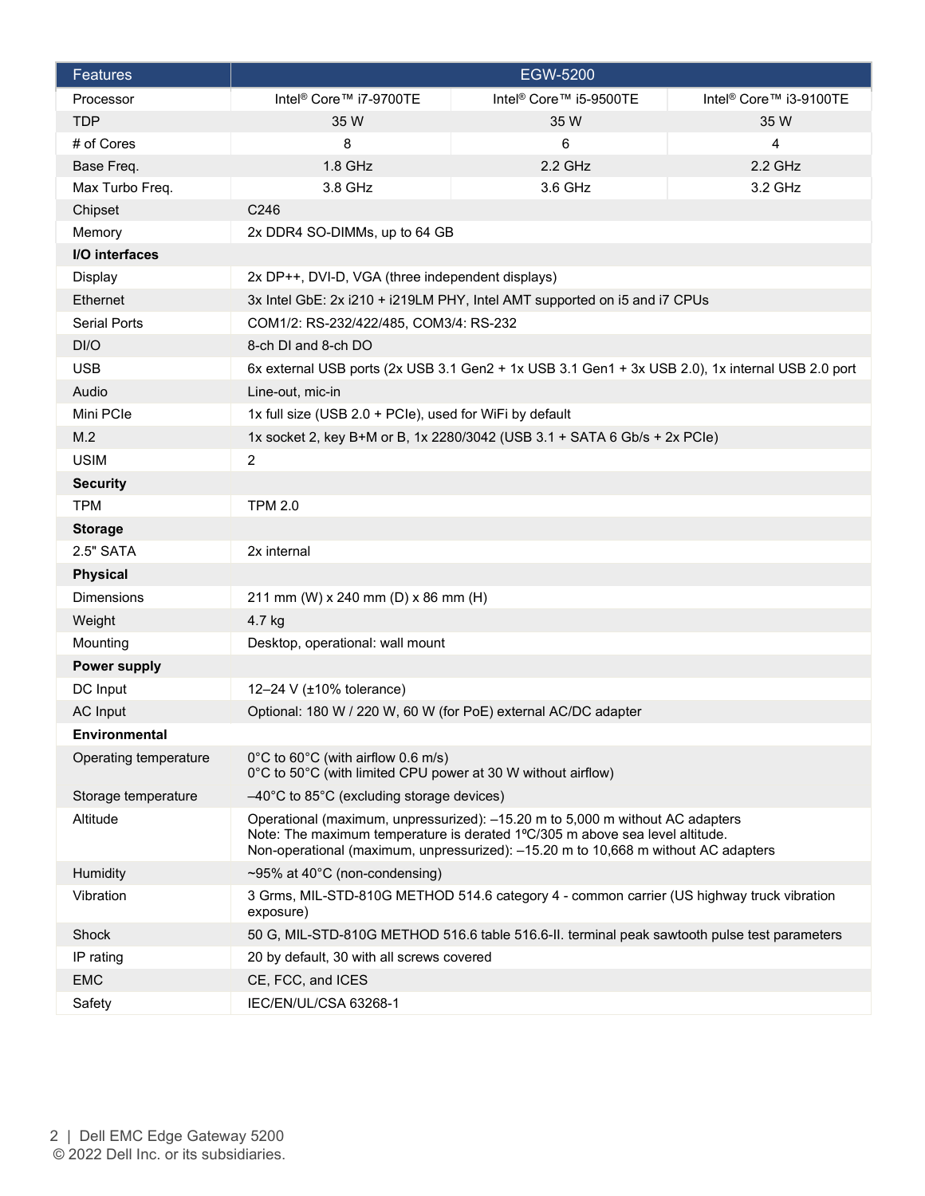| Features | EGW-5200 | | |
|---|---|---|---|
| Processor | Intel® Core™ i7-9700TE | Intel® Core™ i5-9500TE | Intel® Core™ i3-9100TE |
| TDP | 35 W | 35 W | 35 W |
| # of Cores | 8 | 6 | 4 |
| Base Freq. | 1.8 GHz | 2.2 GHz | 2.2 GHz |
| Max Turbo Freq. | 3.8 GHz | 3.6 GHz | 3.2 GHz |
| Chipset | C246 | | |
| Memory | 2x DDR4 SO-DIMMs, up to 64 GB | | |
| **I/O interfaces** | | | |
| Display | 2x DP++, DVI-D, VGA (three independent displays) | | |
| Ethernet | 3x Intel GbE: 2x i210 + i219LM PHY, Intel AMT supported on i5 and i7 CPUs | | |
| Serial Ports | COM1/2: RS-232/422/485, COM3/4: RS-232 | | |
| DI/O | 8-ch DI and 8-ch DO | | |
| USB | 6x external USB ports (2x USB 3.1 Gen2 + 1x USB 3.1 Gen1 + 3x USB 2.0), 1x internal USB 2.0 port | | |
| Audio | Line-out, mic-in | | |
| Mini PCIe | 1x full size (USB 2.0 + PCIe), used for WiFi by default | | |
| M.2 | 1x socket 2, key B+M or B, 1x 2280/3042 (USB 3.1 + SATA 6 Gb/s + 2x PCIe) | | |
| USIM | 2 | | |
| **Security** | | | |
| TPM | TPM 2.0 | | |
| **Storage** | | | |
| 2.5" SATA | 2x internal | | |
| **Physical** | | | |
| Dimensions | 211 mm (W) x 240 mm (D) x 86 mm (H) | | |
| Weight | 4.7 kg | | |
| Mounting | Desktop, operational: wall mount | | |
| **Power supply** | | | |
| DC Input | 12–24 V (±10% tolerance) | | |
| AC Input | Optional: 180 W / 220 W, 60 W (for PoE) external AC/DC adapter | | |
| **Environmental** | | | |
| Operating temperature | 0°C to 60°C (with airflow 0.6 m/s)<br>0°C to 50°C (with limited CPU power at 30 W without airflow) | | |
| Storage temperature | –40°C to 85°C (excluding storage devices) | | |
| Altitude | Operational (maximum, unpressurized): –15.20 m to 5,000 m without AC adapters<br>Note: The maximum temperature is derated 1ºC/305 m above sea level altitude.<br>Non-operational (maximum, unpressurized): –15.20 m to 10,668 m without AC adapters | | |
| Humidity | ~95% at 40°C (non-condensing) | | |
| Vibration | 3 Grms, MIL-STD-810G METHOD 514.6 category 4 - common carrier (US highway truck vibration exposure) | | |
| Shock | 50 G, MIL-STD-810G METHOD 516.6 table 516.6-II. terminal peak sawtooth pulse test parameters | | |
| IP rating | 20 by default, 30 with all screws covered | | |
| EMC | CE, FCC, and ICES | | |
| Safety | IEC/EN/UL/CSA 63268-1 | | |

© 2022 Dell Inc. or its subsidiaries.